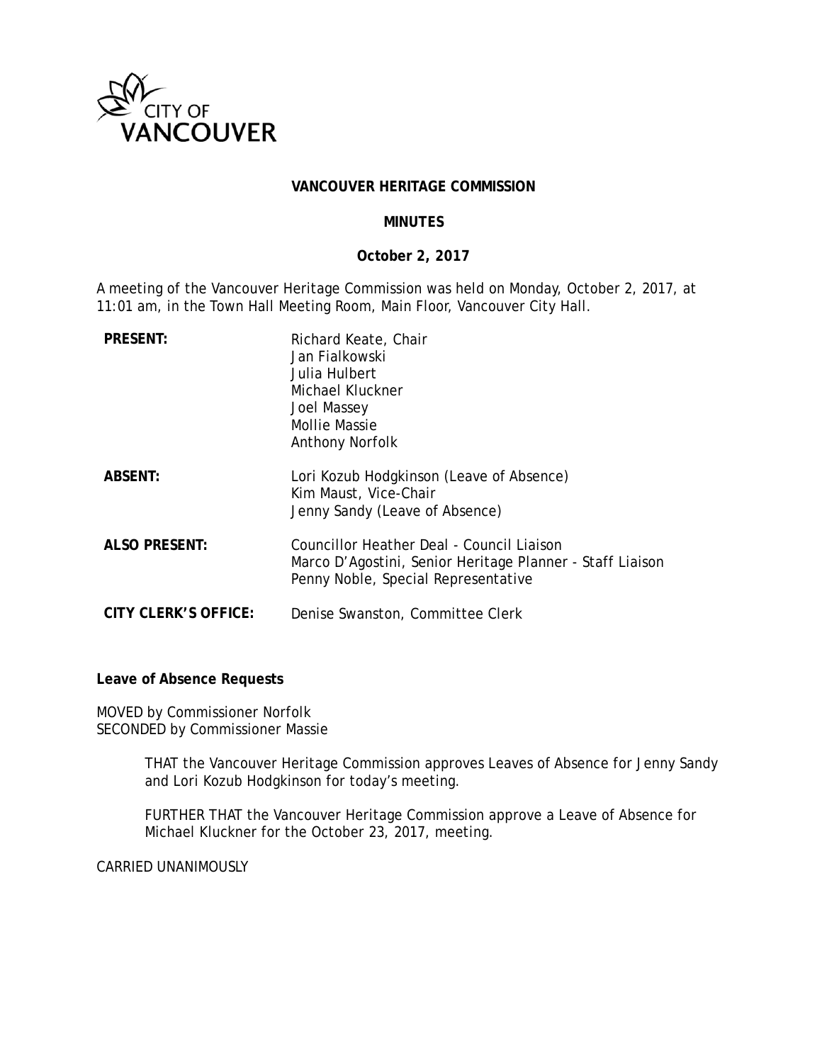CITY OF VANCOUVER

# VANCOUVER HERITAGE COMMISSION

## MINUTES

**October 2, 2017**

A meeting of the Vancouver Heritage Commission was held on Monday, October 2, 2017, at 11:01 am, in the Town Hall Meeting Room, Main Floor, Vancouver City Hall.

| | |
|---|---|
| **PRESENT:** | Richard Keate, Chair<br>Jan Fialkowski<br>Julia Hulbert<br>Michael Kluckner<br>Joel Massey<br>Mollie Massie<br>Anthony Norfolk |
| **ABSENT:** | Lori Kozub Hodgkinson (Leave of Absence)<br>Kim Maust, Vice-Chair<br>Jenny Sandy (Leave of Absence) |
| **ALSO PRESENT:** | Councillor Heather Deal - Council Liaison<br>Marco D'Agostini, Senior Heritage Planner - Staff Liaison<br>Penny Noble, Special Representative |
| **CITY CLERK'S OFFICE:** | Denise Swanston, Committee Clerk |

**Leave of Absence Requests**

MOVED by Commissioner Norfolk
SECONDED by Commissioner Massie

> THAT the Vancouver Heritage Commission approves Leaves of Absence for Jenny Sandy and Lori Kozub Hodgkinson for today's meeting.
>
> FURTHER THAT the Vancouver Heritage Commission approve a Leave of Absence for Michael Kluckner for the October 23, 2017, meeting.

CARRIED UNANIMOUSLY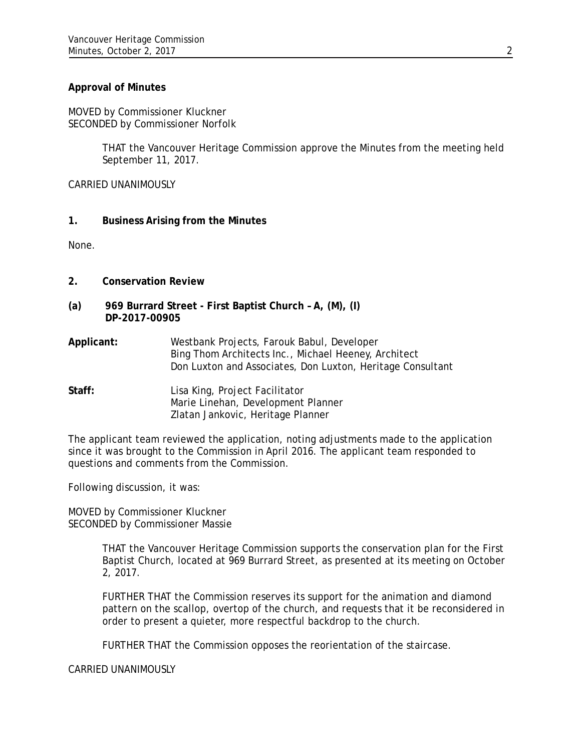**Approval of Minutes**

MOVED by Commissioner Kluckner
SECONDED by Commissioner Norfolk

> THAT the Vancouver Heritage Commission approve the Minutes from the meeting held September 11, 2017.

CARRIED UNANIMOUSLY

**1. Business Arising from the Minutes**

None.

**2. Conservation Review**

**(a) 969 Burrard Street - First Baptist Church – A, (M), (I)**
**DP-2017-00905**

**Applicant:** Westbank Projects, Farouk Babul, Developer
Bing Thom Architects Inc., Michael Heeney, Architect
Don Luxton and Associates, Don Luxton, Heritage Consultant

**Staff:** Lisa King, Project Facilitator
Marie Linehan, Development Planner
Zlatan Jankovic, Heritage Planner

The applicant team reviewed the application, noting adjustments made to the application since it was brought to the Commission in April 2016. The applicant team responded to questions and comments from the Commission.

Following discussion, it was:

MOVED by Commissioner Kluckner
SECONDED by Commissioner Massie

> THAT the Vancouver Heritage Commission supports the conservation plan for the First Baptist Church, located at 969 Burrard Street, as presented at its meeting on October 2, 2017.
>
> FURTHER THAT the Commission reserves its support for the animation and diamond pattern on the scallop, overtop of the church, and requests that it be reconsidered in order to present a quieter, more respectful backdrop to the church.
>
> FURTHER THAT the Commission opposes the reorientation of the staircase.

CARRIED UNANIMOUSLY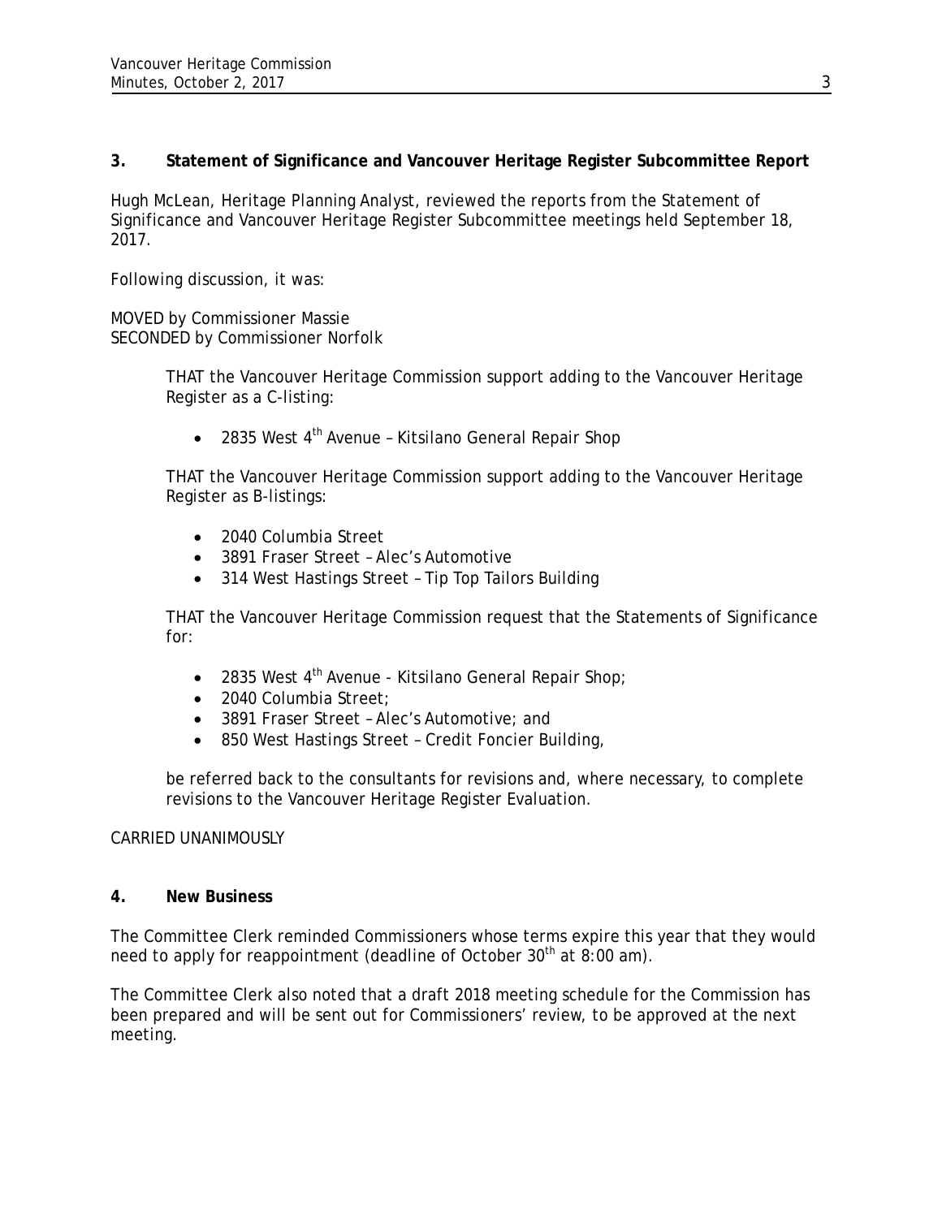**3. Statement of Significance and Vancouver Heritage Register Subcommittee Report**

Hugh McLean, Heritage Planning Analyst, reviewed the reports from the Statement of Significance and Vancouver Heritage Register Subcommittee meetings held September 18, 2017.

Following discussion, it was:

MOVED by Commissioner Massie
SECONDED by Commissioner Norfolk

> THAT the Vancouver Heritage Commission support adding to the Vancouver Heritage Register as a C-listing:
>
> - 2835 West 4th Avenue – Kitsilano General Repair Shop
>
> THAT the Vancouver Heritage Commission support adding to the Vancouver Heritage Register as B-listings:
>
> - 2040 Columbia Street
> - 3891 Fraser Street – Alec's Automotive
> - 314 West Hastings Street – Tip Top Tailors Building
>
> THAT the Vancouver Heritage Commission request that the Statements of Significance for:
>
> - 2835 West 4th Avenue - Kitsilano General Repair Shop;
> - 2040 Columbia Street;
> - 3891 Fraser Street – Alec's Automotive; and
> - 850 West Hastings Street – Credit Foncier Building,
>
> be referred back to the consultants for revisions and, where necessary, to complete revisions to the Vancouver Heritage Register Evaluation.

CARRIED UNANIMOUSLY

**4. New Business**

The Committee Clerk reminded Commissioners whose terms expire this year that they would need to apply for reappointment (deadline of October 30th at 8:00 am).

The Committee Clerk also noted that a draft 2018 meeting schedule for the Commission has been prepared and will be sent out for Commissioners' review, to be approved at the next meeting.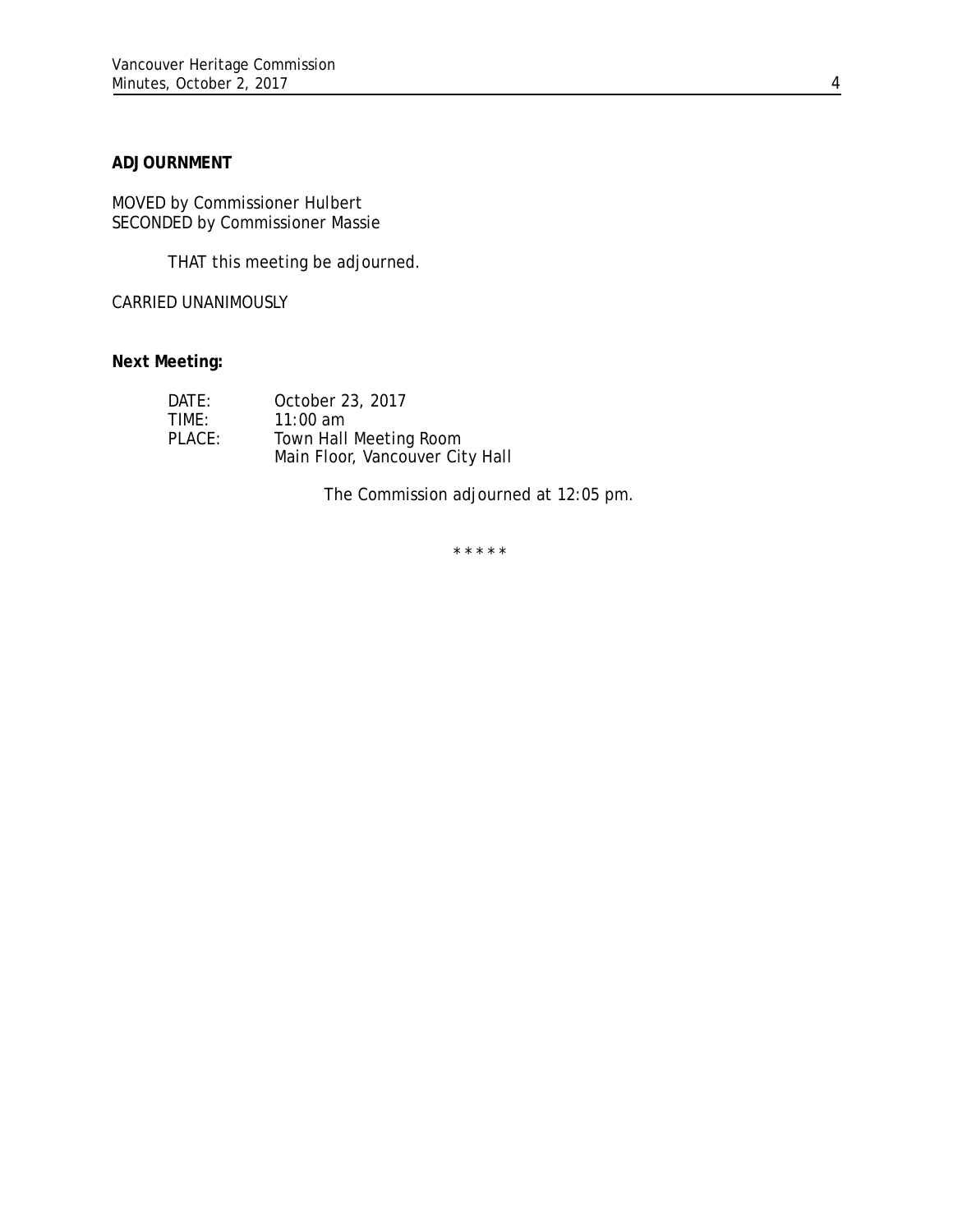**ADJOURNMENT**

MOVED by Commissioner Hulbert
SECONDED by Commissioner Massie

THAT this meeting be adjourned.

CARRIED UNANIMOUSLY

**Next Meeting:**

| | |
|---|---|
| DATE: | October 23, 2017 |
| TIME: | 11:00 am |
| PLACE: | Town Hall Meeting Room<br>Main Floor, Vancouver City Hall |

The Commission adjourned at 12:05 pm.

\* \* \* \* \*